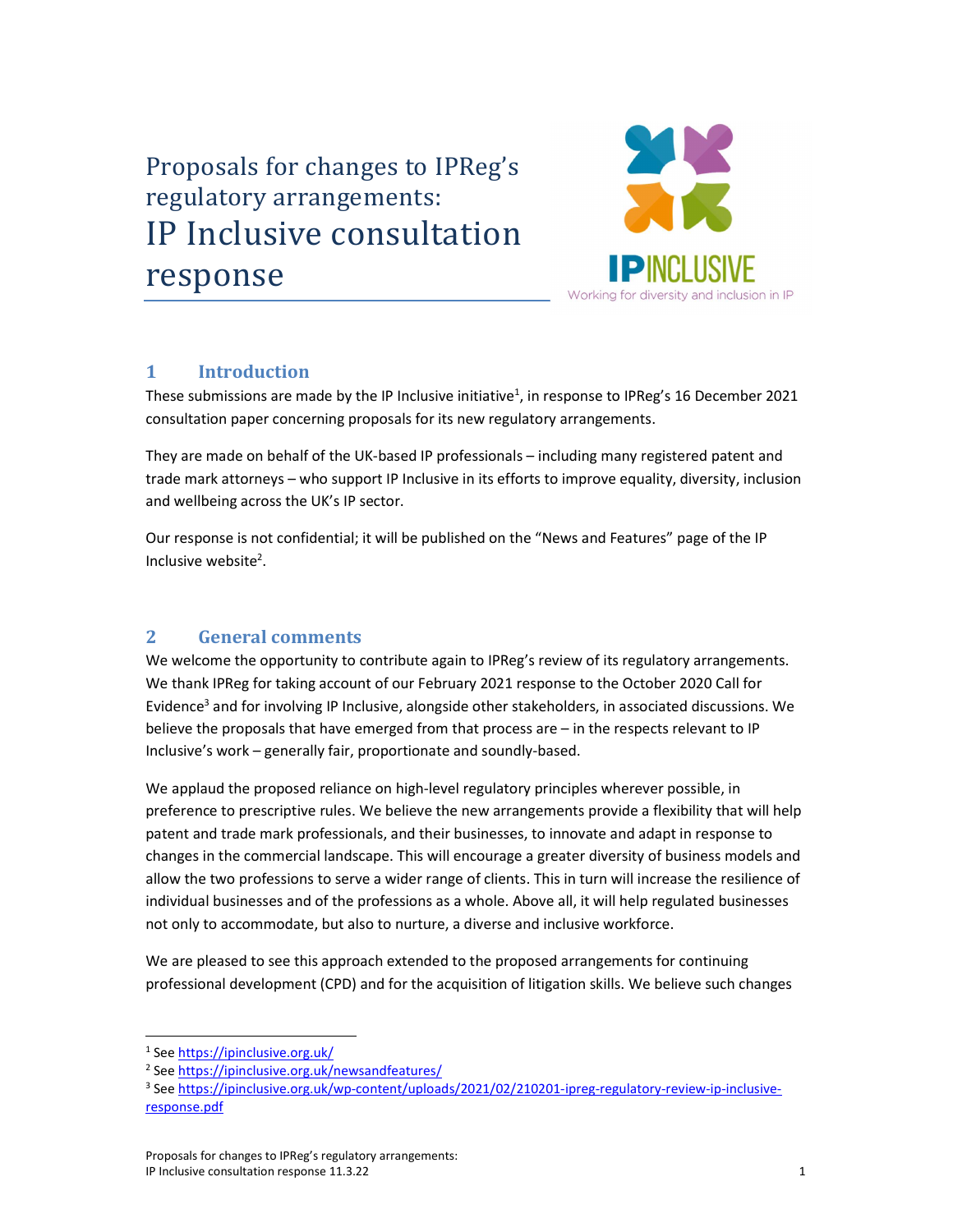# Proposals for changes to IPReg's regulatory arrangements: IP Inclusive consultation response

IPINCLUSIVE
Working for diversity and inclusion in IP

## 1 Introduction

These submissions are made by the IP Inclusive initiative[1], in response to IPReg's 16 December 2021 consultation paper concerning proposals for its new regulatory arrangements.

They are made on behalf of the UK-based IP professionals – including many registered patent and trade mark attorneys – who support IP Inclusive in its efforts to improve equality, diversity, inclusion and wellbeing across the UK's IP sector.

Our response is not confidential; it will be published on the "News and Features" page of the IP Inclusive website[2].

## 2 General comments

We welcome the opportunity to contribute again to IPReg's review of its regulatory arrangements. We thank IPReg for taking account of our February 2021 response to the October 2020 Call for Evidence[3] and for involving IP Inclusive, alongside other stakeholders, in associated discussions. We believe the proposals that have emerged from that process are – in the respects relevant to IP Inclusive's work – generally fair, proportionate and soundly-based.

We applaud the proposed reliance on high-level regulatory principles wherever possible, in preference to prescriptive rules. We believe the new arrangements provide a flexibility that will help patent and trade mark professionals, and their businesses, to innovate and adapt in response to changes in the commercial landscape. This will encourage a greater diversity of business models and allow the two professions to serve a wider range of clients. This in turn will increase the resilience of individual businesses and of the professions as a whole. Above all, it will help regulated businesses not only to accommodate, but also to nurture, a diverse and inclusive workforce.

We are pleased to see this approach extended to the proposed arrangements for continuing professional development (CPD) and for the acquisition of litigation skills. We believe such changes

---

[1] See https://ipinclusive.org.uk/

[2] See https://ipinclusive.org.uk/newsandfeatures/

[3] See https://ipinclusive.org.uk/wp-content/uploads/2021/02/210201-ipreg-regulatory-review-ip-inclusive-response.pdf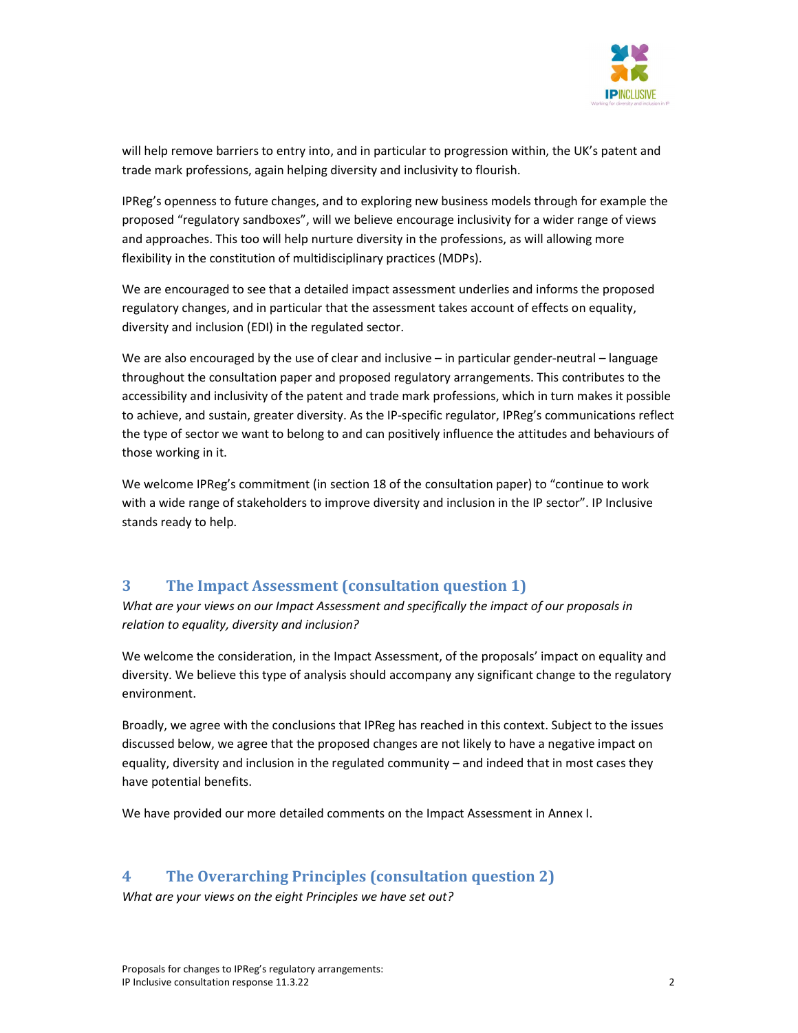will help remove barriers to entry into, and in particular to progression within, the UK's patent and trade mark professions, again helping diversity and inclusivity to flourish.

IPReg's openness to future changes, and to exploring new business models through for example the proposed "regulatory sandboxes", will we believe encourage inclusivity for a wider range of views and approaches. This too will help nurture diversity in the professions, as will allowing more flexibility in the constitution of multidisciplinary practices (MDPs).

We are encouraged to see that a detailed impact assessment underlies and informs the proposed regulatory changes, and in particular that the assessment takes account of effects on equality, diversity and inclusion (EDI) in the regulated sector.

We are also encouraged by the use of clear and inclusive – in particular gender-neutral – language throughout the consultation paper and proposed regulatory arrangements. This contributes to the accessibility and inclusivity of the patent and trade mark professions, which in turn makes it possible to achieve, and sustain, greater diversity. As the IP-specific regulator, IPReg's communications reflect the type of sector we want to belong to and can positively influence the attitudes and behaviours of those working in it.

We welcome IPReg's commitment (in section 18 of the consultation paper) to "continue to work with a wide range of stakeholders to improve diversity and inclusion in the IP sector". IP Inclusive stands ready to help.

## 3 The Impact Assessment (consultation question 1)

*What are your views on our Impact Assessment and specifically the impact of our proposals in relation to equality, diversity and inclusion?*

We welcome the consideration, in the Impact Assessment, of the proposals' impact on equality and diversity. We believe this type of analysis should accompany any significant change to the regulatory environment.

Broadly, we agree with the conclusions that IPReg has reached in this context. Subject to the issues discussed below, we agree that the proposed changes are not likely to have a negative impact on equality, diversity and inclusion in the regulated community – and indeed that in most cases they have potential benefits.

We have provided our more detailed comments on the Impact Assessment in Annex I.

## 4 The Overarching Principles (consultation question 2)

*What are your views on the eight Principles we have set out?*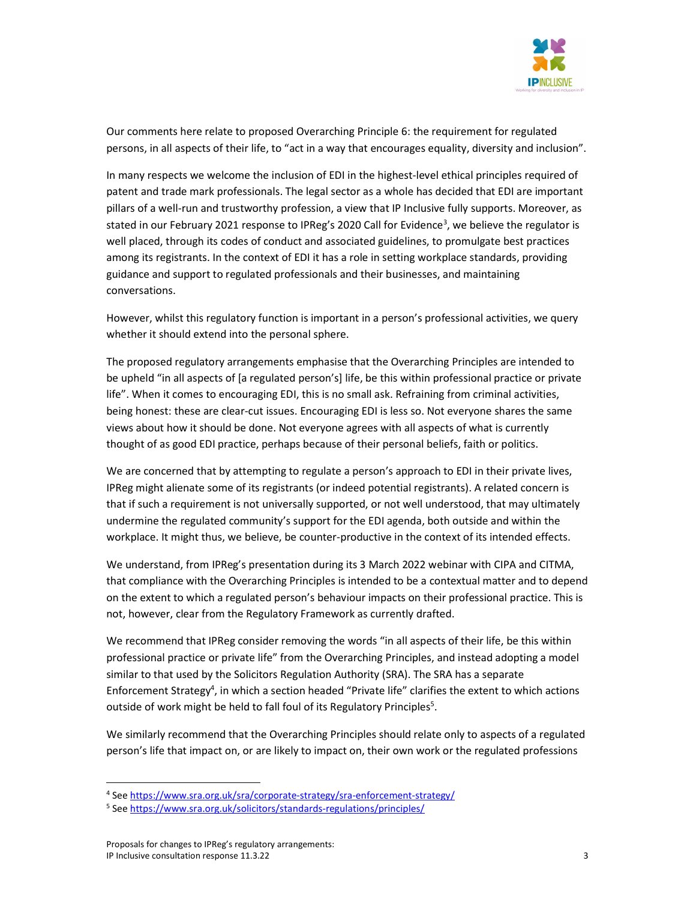Our comments here relate to proposed Overarching Principle 6: the requirement for regulated persons, in all aspects of their life, to "act in a way that encourages equality, diversity and inclusion".

In many respects we welcome the inclusion of EDI in the highest-level ethical principles required of patent and trade mark professionals. The legal sector as a whole has decided that EDI are important pillars of a well-run and trustworthy profession, a view that IP Inclusive fully supports. Moreover, as stated in our February 2021 response to IPReg's 2020 Call for Evidence[3], we believe the regulator is well placed, through its codes of conduct and associated guidelines, to promulgate best practices among its registrants. In the context of EDI it has a role in setting workplace standards, providing guidance and support to regulated professionals and their businesses, and maintaining conversations.

However, whilst this regulatory function is important in a person's professional activities, we query whether it should extend into the personal sphere.

The proposed regulatory arrangements emphasise that the Overarching Principles are intended to be upheld "in all aspects of [a regulated person's] life, be this within professional practice or private life". When it comes to encouraging EDI, this is no small ask. Refraining from criminal activities, being honest: these are clear-cut issues. Encouraging EDI is less so. Not everyone shares the same views about how it should be done. Not everyone agrees with all aspects of what is currently thought of as good EDI practice, perhaps because of their personal beliefs, faith or politics.

We are concerned that by attempting to regulate a person's approach to EDI in their private lives, IPReg might alienate some of its registrants (or indeed potential registrants). A related concern is that if such a requirement is not universally supported, or not well understood, that may ultimately undermine the regulated community's support for the EDI agenda, both outside and within the workplace. It might thus, we believe, be counter-productive in the context of its intended effects.

We understand, from IPReg's presentation during its 3 March 2022 webinar with CIPA and CITMA, that compliance with the Overarching Principles is intended to be a contextual matter and to depend on the extent to which a regulated person's behaviour impacts on their professional practice. This is not, however, clear from the Regulatory Framework as currently drafted.

We recommend that IPReg consider removing the words "in all aspects of their life, be this within professional practice or private life" from the Overarching Principles, and instead adopting a model similar to that used by the Solicitors Regulation Authority (SRA). The SRA has a separate Enforcement Strategy[4], in which a section headed "Private life" clarifies the extent to which actions outside of work might be held to fall foul of its Regulatory Principles[5].

We similarly recommend that the Overarching Principles should relate only to aspects of a regulated person's life that impact on, or are likely to impact on, their own work or the regulated professions

---

[4] See https://www.sra.org.uk/sra/corporate-strategy/sra-enforcement-strategy/

[5] See https://www.sra.org.uk/solicitors/standards-regulations/principles/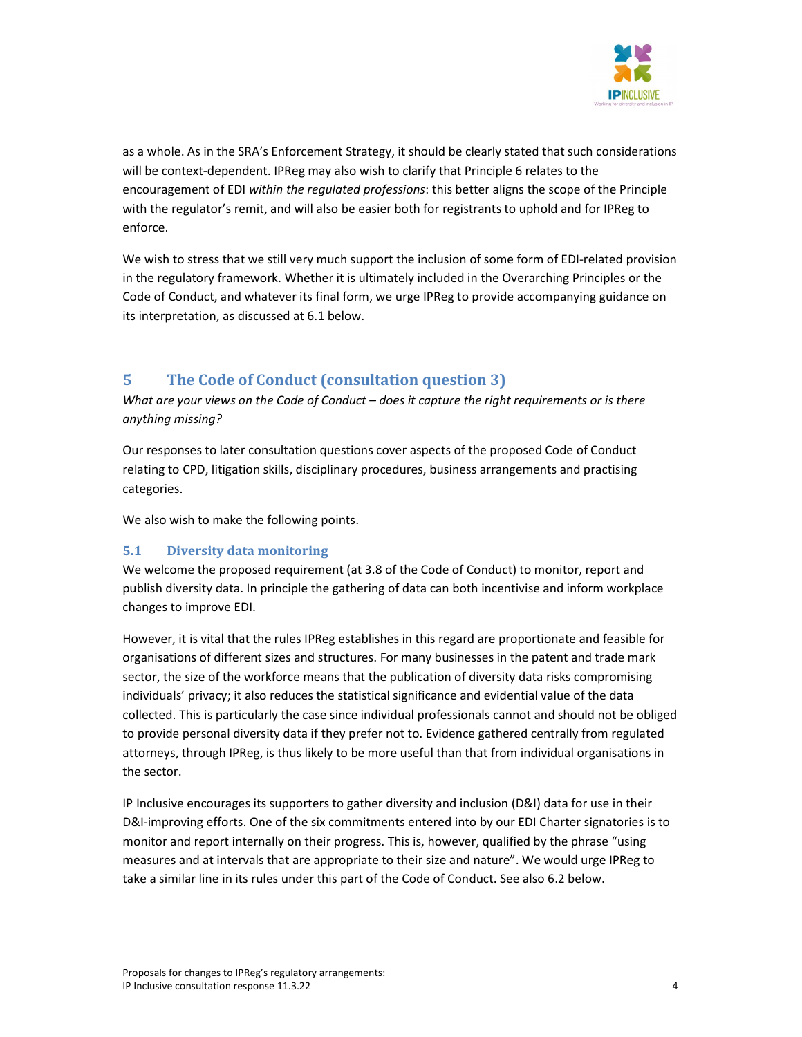as a whole. As in the SRA's Enforcement Strategy, it should be clearly stated that such considerations will be context-dependent. IPReg may also wish to clarify that Principle 6 relates to the encouragement of EDI *within the regulated professions*: this better aligns the scope of the Principle with the regulator's remit, and will also be easier both for registrants to uphold and for IPReg to enforce.

We wish to stress that we still very much support the inclusion of some form of EDI-related provision in the regulatory framework. Whether it is ultimately included in the Overarching Principles or the Code of Conduct, and whatever its final form, we urge IPReg to provide accompanying guidance on its interpretation, as discussed at 6.1 below.

## 5 The Code of Conduct (consultation question 3)

*What are your views on the Code of Conduct – does it capture the right requirements or is there anything missing?*

Our responses to later consultation questions cover aspects of the proposed Code of Conduct relating to CPD, litigation skills, disciplinary procedures, business arrangements and practising categories.

We also wish to make the following points.

### 5.1 Diversity data monitoring

We welcome the proposed requirement (at 3.8 of the Code of Conduct) to monitor, report and publish diversity data. In principle the gathering of data can both incentivise and inform workplace changes to improve EDI.

However, it is vital that the rules IPReg establishes in this regard are proportionate and feasible for organisations of different sizes and structures. For many businesses in the patent and trade mark sector, the size of the workforce means that the publication of diversity data risks compromising individuals' privacy; it also reduces the statistical significance and evidential value of the data collected. This is particularly the case since individual professionals cannot and should not be obliged to provide personal diversity data if they prefer not to. Evidence gathered centrally from regulated attorneys, through IPReg, is thus likely to be more useful than that from individual organisations in the sector.

IP Inclusive encourages its supporters to gather diversity and inclusion (D&I) data for use in their D&I-improving efforts. One of the six commitments entered into by our EDI Charter signatories is to monitor and report internally on their progress. This is, however, qualified by the phrase "using measures and at intervals that are appropriate to their size and nature". We would urge IPReg to take a similar line in its rules under this part of the Code of Conduct. See also 6.2 below.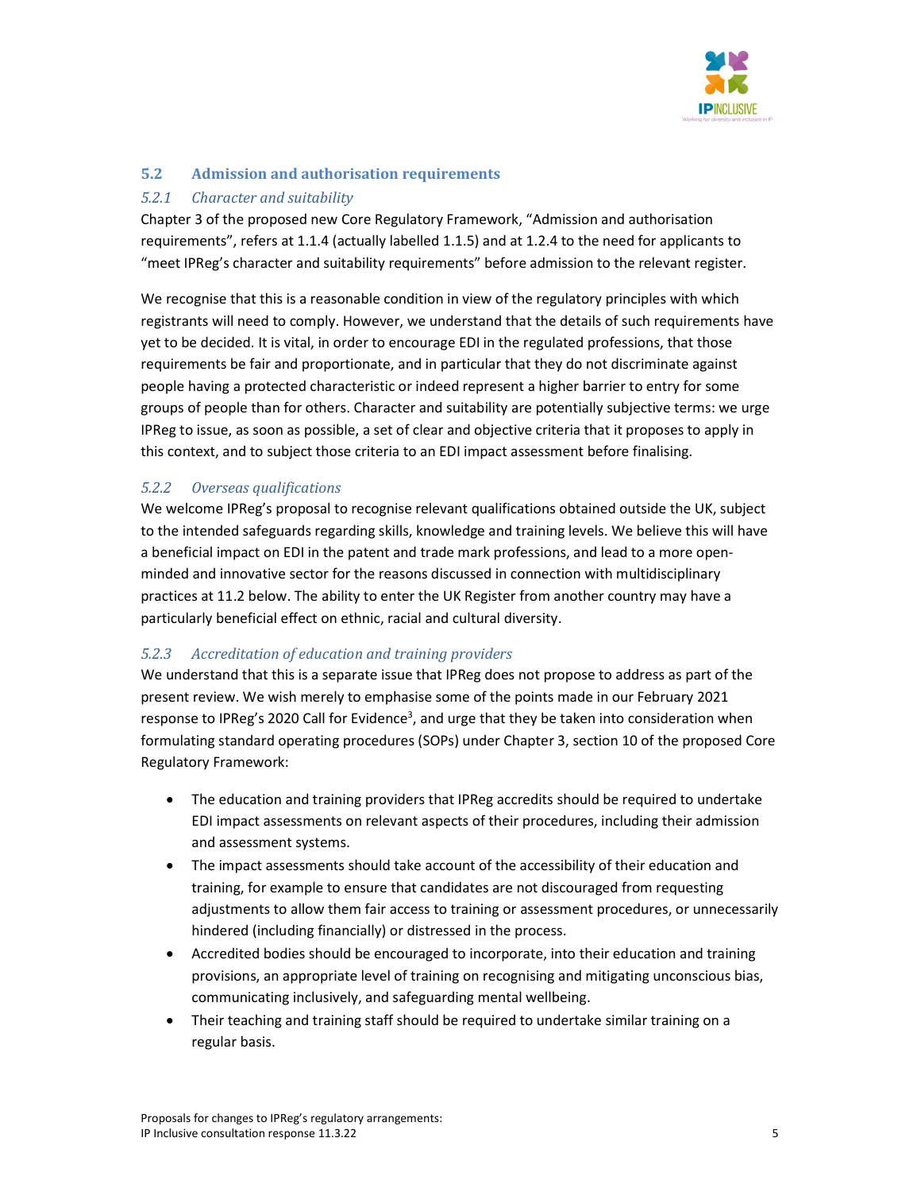## 5.2 Admission and authorisation requirements

### *5.2.1 Character and suitability*

Chapter 3 of the proposed new Core Regulatory Framework, "Admission and authorisation requirements", refers at 1.1.4 (actually labelled 1.1.5) and at 1.2.4 to the need for applicants to "meet IPReg's character and suitability requirements" before admission to the relevant register.

We recognise that this is a reasonable condition in view of the regulatory principles with which registrants will need to comply. However, we understand that the details of such requirements have yet to be decided. It is vital, in order to encourage EDI in the regulated professions, that those requirements be fair and proportionate, and in particular that they do not discriminate against people having a protected characteristic or indeed represent a higher barrier to entry for some groups of people than for others. Character and suitability are potentially subjective terms: we urge IPReg to issue, as soon as possible, a set of clear and objective criteria that it proposes to apply in this context, and to subject those criteria to an EDI impact assessment before finalising.

### *5.2.2 Overseas qualifications*

We welcome IPReg's proposal to recognise relevant qualifications obtained outside the UK, subject to the intended safeguards regarding skills, knowledge and training levels. We believe this will have a beneficial impact on EDI in the patent and trade mark professions, and lead to a more open-minded and innovative sector for the reasons discussed in connection with multidisciplinary practices at 11.2 below. The ability to enter the UK Register from another country may have a particularly beneficial effect on ethnic, racial and cultural diversity.

### *5.2.3 Accreditation of education and training providers*

We understand that this is a separate issue that IPReg does not propose to address as part of the present review. We wish merely to emphasise some of the points made in our February 2021 response to IPReg's 2020 Call for Evidence[3], and urge that they be taken into consideration when formulating standard operating procedures (SOPs) under Chapter 3, section 10 of the proposed Core Regulatory Framework:

- The education and training providers that IPReg accredits should be required to undertake EDI impact assessments on relevant aspects of their procedures, including their admission and assessment systems.
- The impact assessments should take account of the accessibility of their education and training, for example to ensure that candidates are not discouraged from requesting adjustments to allow them fair access to training or assessment procedures, or unnecessarily hindered (including financially) or distressed in the process.
- Accredited bodies should be encouraged to incorporate, into their education and training provisions, an appropriate level of training on recognising and mitigating unconscious bias, communicating inclusively, and safeguarding mental wellbeing.
- Their teaching and training staff should be required to undertake similar training on a regular basis.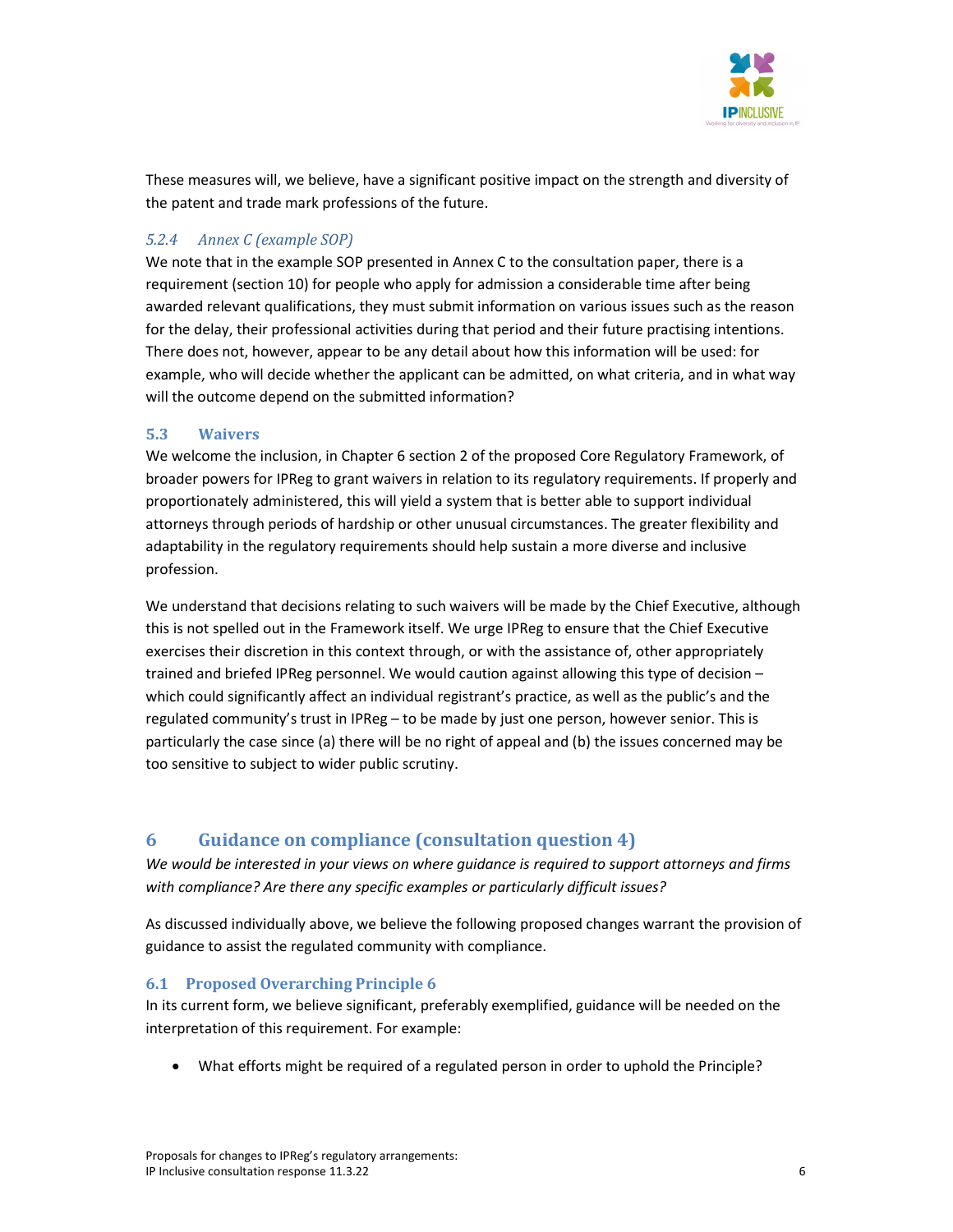These measures will, we believe, have a significant positive impact on the strength and diversity of the patent and trade mark professions of the future.

#### *5.2.4 Annex C (example SOP)*

We note that in the example SOP presented in Annex C to the consultation paper, there is a requirement (section 10) for people who apply for admission a considerable time after being awarded relevant qualifications, they must submit information on various issues such as the reason for the delay, their professional activities during that period and their future practising intentions. There does not, however, appear to be any detail about how this information will be used: for example, who will decide whether the applicant can be admitted, on what criteria, and in what way will the outcome depend on the submitted information?

### 5.3 Waivers

We welcome the inclusion, in Chapter 6 section 2 of the proposed Core Regulatory Framework, of broader powers for IPReg to grant waivers in relation to its regulatory requirements. If properly and proportionately administered, this will yield a system that is better able to support individual attorneys through periods of hardship or other unusual circumstances. The greater flexibility and adaptability in the regulatory requirements should help sustain a more diverse and inclusive profession.

We understand that decisions relating to such waivers will be made by the Chief Executive, although this is not spelled out in the Framework itself. We urge IPReg to ensure that the Chief Executive exercises their discretion in this context through, or with the assistance of, other appropriately trained and briefed IPReg personnel. We would caution against allowing this type of decision – which could significantly affect an individual registrant's practice, as well as the public's and the regulated community's trust in IPReg – to be made by just one person, however senior. This is particularly the case since (a) there will be no right of appeal and (b) the issues concerned may be too sensitive to subject to wider public scrutiny.

## 6 Guidance on compliance (consultation question 4)

*We would be interested in your views on where guidance is required to support attorneys and firms with compliance? Are there any specific examples or particularly difficult issues?*

As discussed individually above, we believe the following proposed changes warrant the provision of guidance to assist the regulated community with compliance.

### 6.1 Proposed Overarching Principle 6

In its current form, we believe significant, preferably exemplified, guidance will be needed on the interpretation of this requirement. For example:

- What efforts might be required of a regulated person in order to uphold the Principle?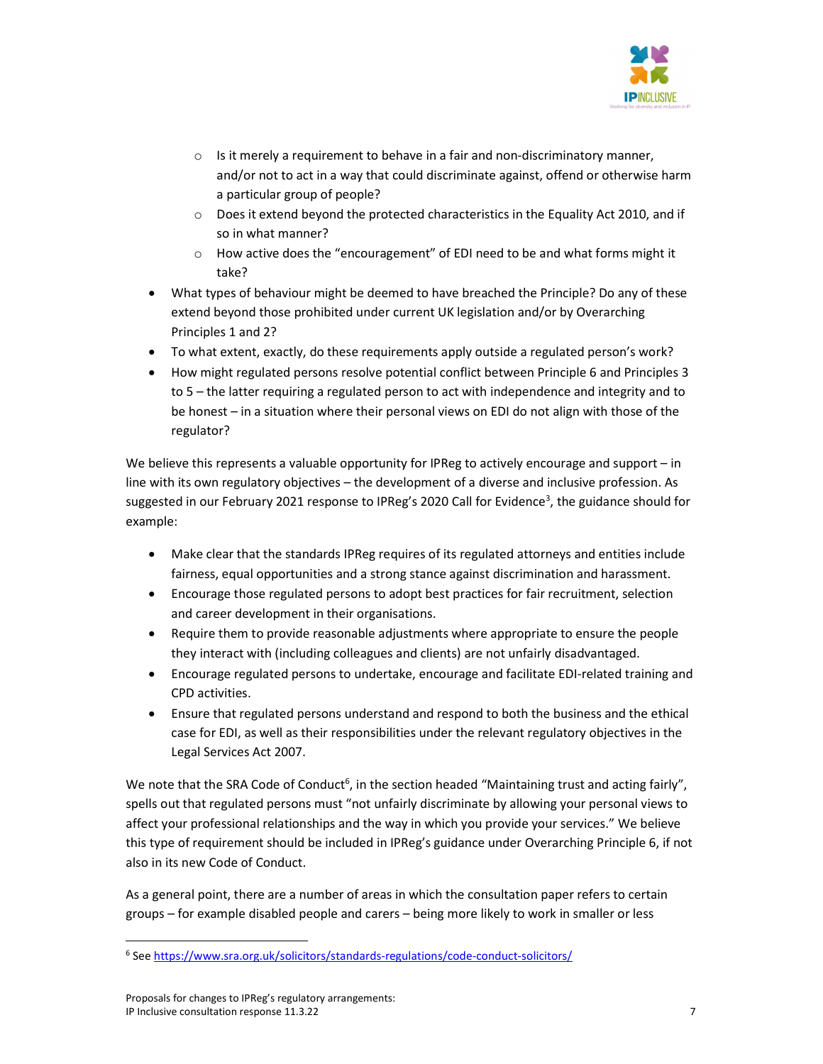- Is it merely a requirement to behave in a fair and non-discriminatory manner, and/or not to act in a way that could discriminate against, offend or otherwise harm a particular group of people?
  - Does it extend beyond the protected characteristics in the Equality Act 2010, and if so in what manner?
  - How active does the "encouragement" of EDI need to be and what forms might it take?
- What types of behaviour might be deemed to have breached the Principle? Do any of these extend beyond those prohibited under current UK legislation and/or by Overarching Principles 1 and 2?
- To what extent, exactly, do these requirements apply outside a regulated person's work?
- How might regulated persons resolve potential conflict between Principle 6 and Principles 3 to 5 – the latter requiring a regulated person to act with independence and integrity and to be honest – in a situation where their personal views on EDI do not align with those of the regulator?

We believe this represents a valuable opportunity for IPReg to actively encourage and support – in line with its own regulatory objectives – the development of a diverse and inclusive profession. As suggested in our February 2021 response to IPReg's 2020 Call for Evidence[3], the guidance should for example:

- Make clear that the standards IPReg requires of its regulated attorneys and entities include fairness, equal opportunities and a strong stance against discrimination and harassment.
- Encourage those regulated persons to adopt best practices for fair recruitment, selection and career development in their organisations.
- Require them to provide reasonable adjustments where appropriate to ensure the people they interact with (including colleagues and clients) are not unfairly disadvantaged.
- Encourage regulated persons to undertake, encourage and facilitate EDI-related training and CPD activities.
- Ensure that regulated persons understand and respond to both the business and the ethical case for EDI, as well as their responsibilities under the relevant regulatory objectives in the Legal Services Act 2007.

We note that the SRA Code of Conduct[6], in the section headed "Maintaining trust and acting fairly", spells out that regulated persons must "not unfairly discriminate by allowing your personal views to affect your professional relationships and the way in which you provide your services." We believe this type of requirement should be included in IPReg's guidance under Overarching Principle 6, if not also in its new Code of Conduct.

As a general point, there are a number of areas in which the consultation paper refers to certain groups – for example disabled people and carers – being more likely to work in smaller or less

[6] See https://www.sra.org.uk/solicitors/standards-regulations/code-conduct-solicitors/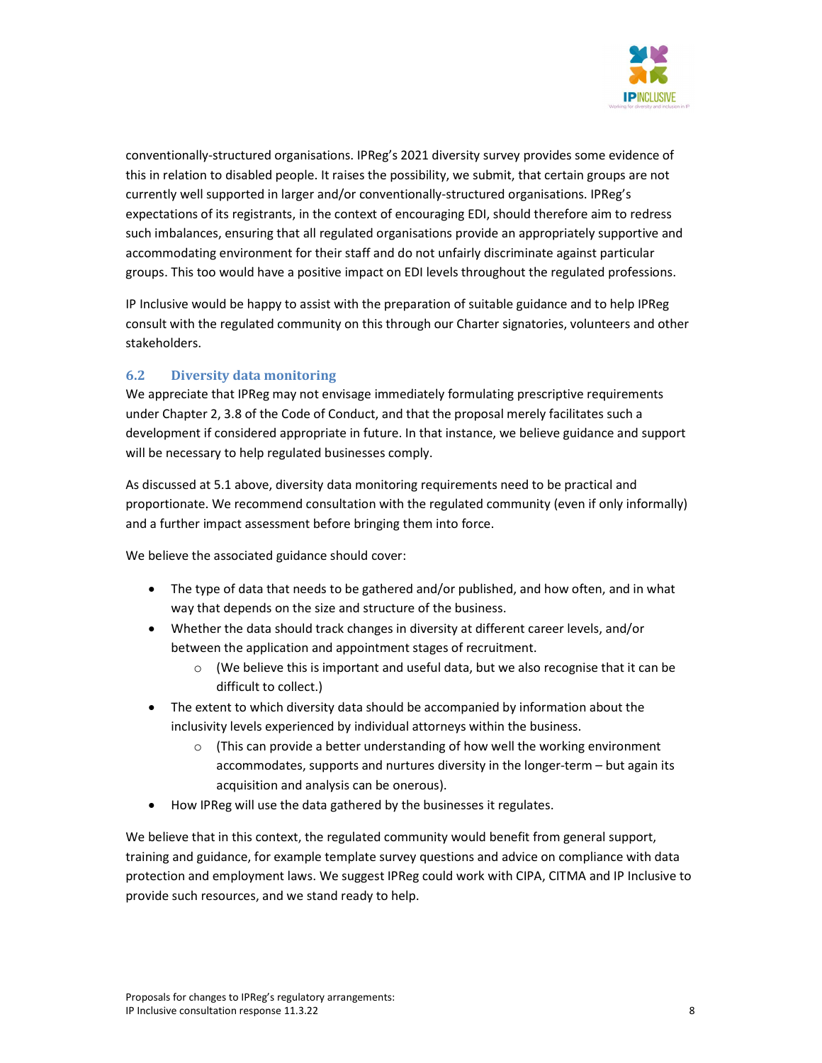conventionally-structured organisations. IPReg's 2021 diversity survey provides some evidence of this in relation to disabled people. It raises the possibility, we submit, that certain groups are not currently well supported in larger and/or conventionally-structured organisations. IPReg's expectations of its registrants, in the context of encouraging EDI, should therefore aim to redress such imbalances, ensuring that all regulated organisations provide an appropriately supportive and accommodating environment for their staff and do not unfairly discriminate against particular groups. This too would have a positive impact on EDI levels throughout the regulated professions.

IP Inclusive would be happy to assist with the preparation of suitable guidance and to help IPReg consult with the regulated community on this through our Charter signatories, volunteers and other stakeholders.

### 6.2 Diversity data monitoring

We appreciate that IPReg may not envisage immediately formulating prescriptive requirements under Chapter 2, 3.8 of the Code of Conduct, and that the proposal merely facilitates such a development if considered appropriate in future. In that instance, we believe guidance and support will be necessary to help regulated businesses comply.

As discussed at 5.1 above, diversity data monitoring requirements need to be practical and proportionate. We recommend consultation with the regulated community (even if only informally) and a further impact assessment before bringing them into force.

We believe the associated guidance should cover:

- The type of data that needs to be gathered and/or published, and how often, and in what way that depends on the size and structure of the business.
- Whether the data should track changes in diversity at different career levels, and/or between the application and appointment stages of recruitment.
    - (We believe this is important and useful data, but we also recognise that it can be difficult to collect.)
- The extent to which diversity data should be accompanied by information about the inclusivity levels experienced by individual attorneys within the business.
    - (This can provide a better understanding of how well the working environment accommodates, supports and nurtures diversity in the longer-term – but again its acquisition and analysis can be onerous).
- How IPReg will use the data gathered by the businesses it regulates.

We believe that in this context, the regulated community would benefit from general support, training and guidance, for example template survey questions and advice on compliance with data protection and employment laws. We suggest IPReg could work with CIPA, CITMA and IP Inclusive to provide such resources, and we stand ready to help.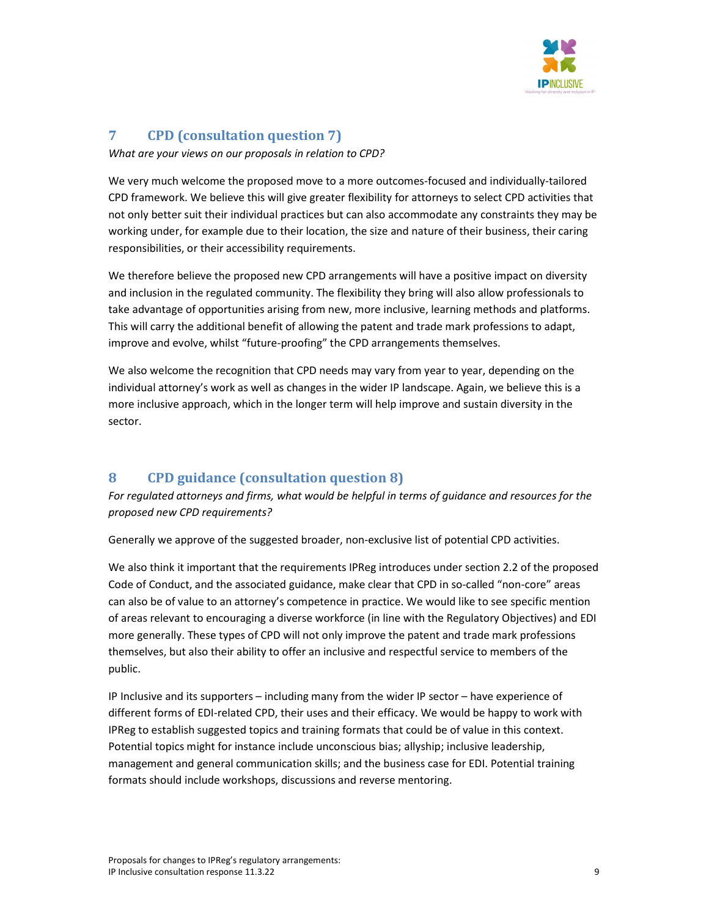## 7 CPD (consultation question 7)

*What are your views on our proposals in relation to CPD?*

We very much welcome the proposed move to a more outcomes-focused and individually-tailored CPD framework. We believe this will give greater flexibility for attorneys to select CPD activities that not only better suit their individual practices but can also accommodate any constraints they may be working under, for example due to their location, the size and nature of their business, their caring responsibilities, or their accessibility requirements.

We therefore believe the proposed new CPD arrangements will have a positive impact on diversity and inclusion in the regulated community. The flexibility they bring will also allow professionals to take advantage of opportunities arising from new, more inclusive, learning methods and platforms. This will carry the additional benefit of allowing the patent and trade mark professions to adapt, improve and evolve, whilst "future-proofing" the CPD arrangements themselves.

We also welcome the recognition that CPD needs may vary from year to year, depending on the individual attorney's work as well as changes in the wider IP landscape. Again, we believe this is a more inclusive approach, which in the longer term will help improve and sustain diversity in the sector.

## 8 CPD guidance (consultation question 8)

*For regulated attorneys and firms, what would be helpful in terms of guidance and resources for the proposed new CPD requirements?*

Generally we approve of the suggested broader, non-exclusive list of potential CPD activities.

We also think it important that the requirements IPReg introduces under section 2.2 of the proposed Code of Conduct, and the associated guidance, make clear that CPD in so-called "non-core" areas can also be of value to an attorney's competence in practice. We would like to see specific mention of areas relevant to encouraging a diverse workforce (in line with the Regulatory Objectives) and EDI more generally. These types of CPD will not only improve the patent and trade mark professions themselves, but also their ability to offer an inclusive and respectful service to members of the public.

IP Inclusive and its supporters – including many from the wider IP sector – have experience of different forms of EDI-related CPD, their uses and their efficacy. We would be happy to work with IPReg to establish suggested topics and training formats that could be of value in this context. Potential topics might for instance include unconscious bias; allyship; inclusive leadership, management and general communication skills; and the business case for EDI. Potential training formats should include workshops, discussions and reverse mentoring.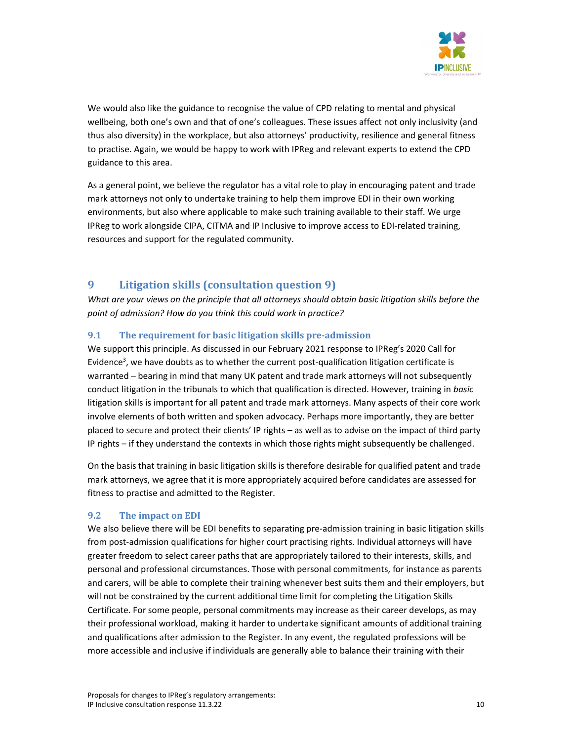We would also like the guidance to recognise the value of CPD relating to mental and physical wellbeing, both one's own and that of one's colleagues. These issues affect not only inclusivity (and thus also diversity) in the workplace, but also attorneys' productivity, resilience and general fitness to practise. Again, we would be happy to work with IPReg and relevant experts to extend the CPD guidance to this area.

As a general point, we believe the regulator has a vital role to play in encouraging patent and trade mark attorneys not only to undertake training to help them improve EDI in their own working environments, but also where applicable to make such training available to their staff. We urge IPReg to work alongside CIPA, CITMA and IP Inclusive to improve access to EDI-related training, resources and support for the regulated community.

## 9 Litigation skills (consultation question 9)

*What are your views on the principle that all attorneys should obtain basic litigation skills before the point of admission? How do you think this could work in practice?*

### 9.1 The requirement for basic litigation skills pre-admission

We support this principle. As discussed in our February 2021 response to IPReg's 2020 Call for Evidence[3], we have doubts as to whether the current post-qualification litigation certificate is warranted – bearing in mind that many UK patent and trade mark attorneys will not subsequently conduct litigation in the tribunals to which that qualification is directed. However, training in *basic* litigation skills is important for all patent and trade mark attorneys. Many aspects of their core work involve elements of both written and spoken advocacy. Perhaps more importantly, they are better placed to secure and protect their clients' IP rights – as well as to advise on the impact of third party IP rights – if they understand the contexts in which those rights might subsequently be challenged.

On the basis that training in basic litigation skills is therefore desirable for qualified patent and trade mark attorneys, we agree that it is more appropriately acquired before candidates are assessed for fitness to practise and admitted to the Register.

### 9.2 The impact on EDI

We also believe there will be EDI benefits to separating pre-admission training in basic litigation skills from post-admission qualifications for higher court practising rights. Individual attorneys will have greater freedom to select career paths that are appropriately tailored to their interests, skills, and personal and professional circumstances. Those with personal commitments, for instance as parents and carers, will be able to complete their training whenever best suits them and their employers, but will not be constrained by the current additional time limit for completing the Litigation Skills Certificate. For some people, personal commitments may increase as their career develops, as may their professional workload, making it harder to undertake significant amounts of additional training and qualifications after admission to the Register. In any event, the regulated professions will be more accessible and inclusive if individuals are generally able to balance their training with their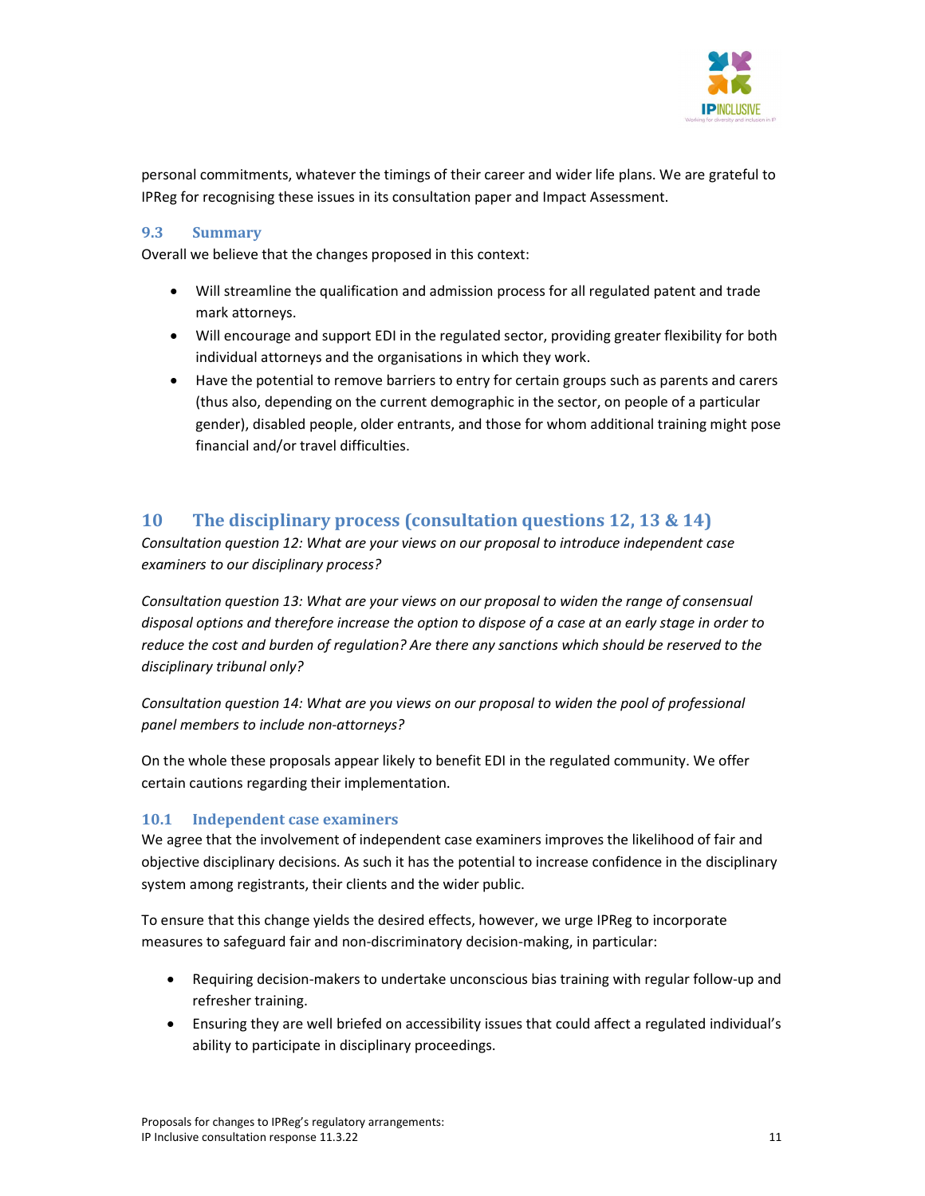personal commitments, whatever the timings of their career and wider life plans. We are grateful to IPReg for recognising these issues in its consultation paper and Impact Assessment.

### 9.3 Summary

Overall we believe that the changes proposed in this context:

- Will streamline the qualification and admission process for all regulated patent and trade mark attorneys.
- Will encourage and support EDI in the regulated sector, providing greater flexibility for both individual attorneys and the organisations in which they work.
- Have the potential to remove barriers to entry for certain groups such as parents and carers (thus also, depending on the current demographic in the sector, on people of a particular gender), disabled people, older entrants, and those for whom additional training might pose financial and/or travel difficulties.

## 10 The disciplinary process (consultation questions 12, 13 & 14)

*Consultation question 12: What are your views on our proposal to introduce independent case examiners to our disciplinary process?*

*Consultation question 13: What are your views on our proposal to widen the range of consensual disposal options and therefore increase the option to dispose of a case at an early stage in order to reduce the cost and burden of regulation? Are there any sanctions which should be reserved to the disciplinary tribunal only?*

*Consultation question 14: What are you views on our proposal to widen the pool of professional panel members to include non-attorneys?*

On the whole these proposals appear likely to benefit EDI in the regulated community. We offer certain cautions regarding their implementation.

### 10.1 Independent case examiners

We agree that the involvement of independent case examiners improves the likelihood of fair and objective disciplinary decisions. As such it has the potential to increase confidence in the disciplinary system among registrants, their clients and the wider public.

To ensure that this change yields the desired effects, however, we urge IPReg to incorporate measures to safeguard fair and non-discriminatory decision-making, in particular:

- Requiring decision-makers to undertake unconscious bias training with regular follow-up and refresher training.
- Ensuring they are well briefed on accessibility issues that could affect a regulated individual's ability to participate in disciplinary proceedings.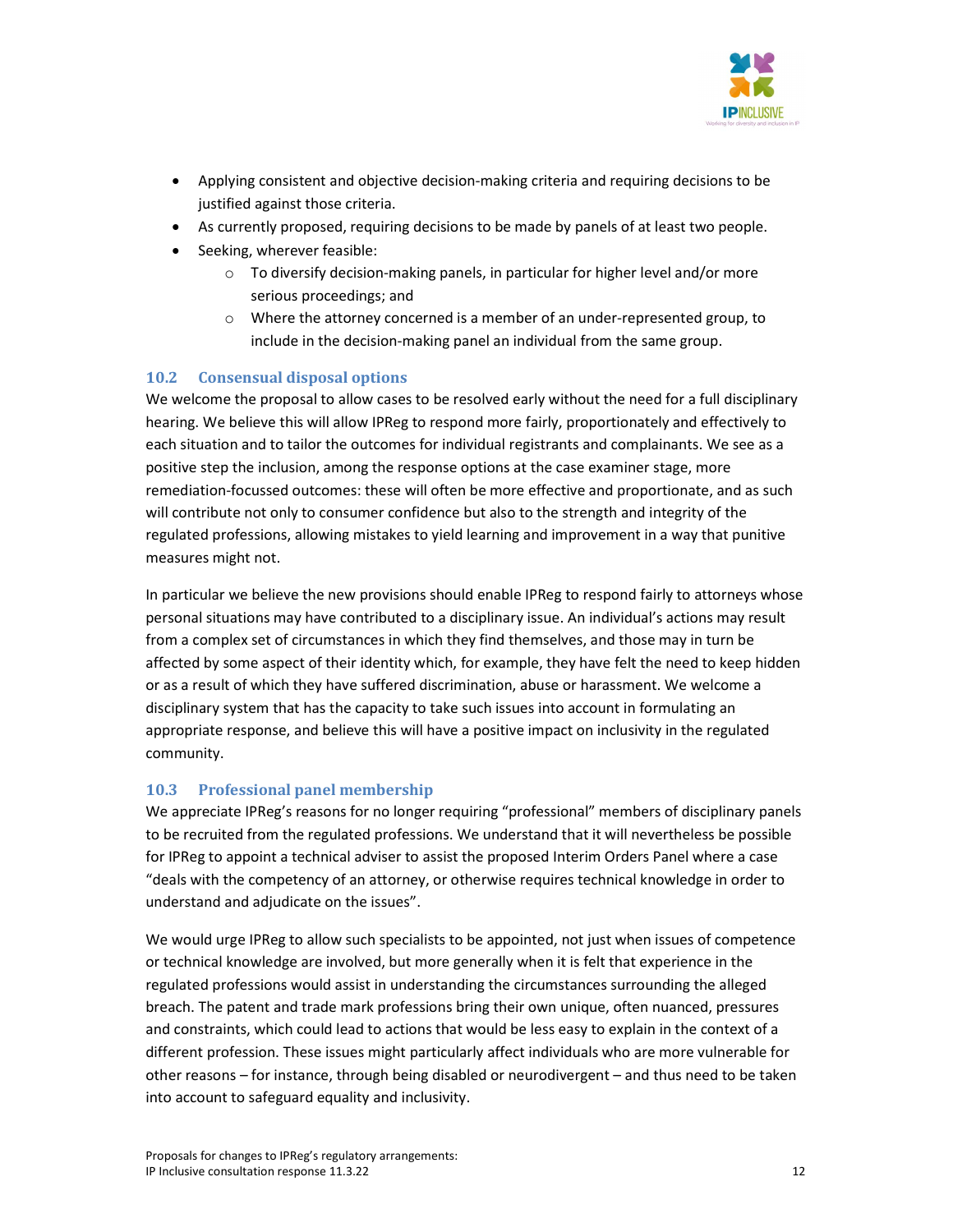- Applying consistent and objective decision-making criteria and requiring decisions to be justified against those criteria.
- As currently proposed, requiring decisions to be made by panels of at least two people.
- Seeking, wherever feasible:
    - To diversify decision-making panels, in particular for higher level and/or more serious proceedings; and
    - Where the attorney concerned is a member of an under-represented group, to include in the decision-making panel an individual from the same group.

### 10.2 Consensual disposal options

We welcome the proposal to allow cases to be resolved early without the need for a full disciplinary hearing. We believe this will allow IPReg to respond more fairly, proportionately and effectively to each situation and to tailor the outcomes for individual registrants and complainants. We see as a positive step the inclusion, among the response options at the case examiner stage, more remediation-focussed outcomes: these will often be more effective and proportionate, and as such will contribute not only to consumer confidence but also to the strength and integrity of the regulated professions, allowing mistakes to yield learning and improvement in a way that punitive measures might not.

In particular we believe the new provisions should enable IPReg to respond fairly to attorneys whose personal situations may have contributed to a disciplinary issue. An individual's actions may result from a complex set of circumstances in which they find themselves, and those may in turn be affected by some aspect of their identity which, for example, they have felt the need to keep hidden or as a result of which they have suffered discrimination, abuse or harassment. We welcome a disciplinary system that has the capacity to take such issues into account in formulating an appropriate response, and believe this will have a positive impact on inclusivity in the regulated community.

### 10.3 Professional panel membership

We appreciate IPReg's reasons for no longer requiring "professional" members of disciplinary panels to be recruited from the regulated professions. We understand that it will nevertheless be possible for IPReg to appoint a technical adviser to assist the proposed Interim Orders Panel where a case "deals with the competency of an attorney, or otherwise requires technical knowledge in order to understand and adjudicate on the issues".

We would urge IPReg to allow such specialists to be appointed, not just when issues of competence or technical knowledge are involved, but more generally when it is felt that experience in the regulated professions would assist in understanding the circumstances surrounding the alleged breach. The patent and trade mark professions bring their own unique, often nuanced, pressures and constraints, which could lead to actions that would be less easy to explain in the context of a different profession. These issues might particularly affect individuals who are more vulnerable for other reasons – for instance, through being disabled or neurodivergent – and thus need to be taken into account to safeguard equality and inclusivity.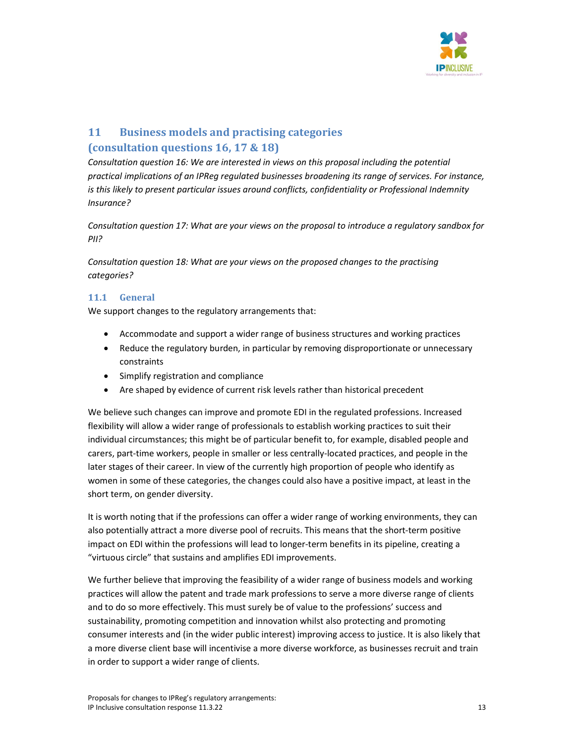## 11 Business models and practising categories (consultation questions 16, 17 & 18)

*Consultation question 16: We are interested in views on this proposal including the potential practical implications of an IPReg regulated businesses broadening its range of services. For instance, is this likely to present particular issues around conflicts, confidentiality or Professional Indemnity Insurance?*

*Consultation question 17: What are your views on the proposal to introduce a regulatory sandbox for PII?*

*Consultation question 18: What are your views on the proposed changes to the practising categories?*

### 11.1 General

We support changes to the regulatory arrangements that:

- Accommodate and support a wider range of business structures and working practices
- Reduce the regulatory burden, in particular by removing disproportionate or unnecessary constraints
- Simplify registration and compliance
- Are shaped by evidence of current risk levels rather than historical precedent

We believe such changes can improve and promote EDI in the regulated professions. Increased flexibility will allow a wider range of professionals to establish working practices to suit their individual circumstances; this might be of particular benefit to, for example, disabled people and carers, part-time workers, people in smaller or less centrally-located practices, and people in the later stages of their career. In view of the currently high proportion of people who identify as women in some of these categories, the changes could also have a positive impact, at least in the short term, on gender diversity.

It is worth noting that if the professions can offer a wider range of working environments, they can also potentially attract a more diverse pool of recruits. This means that the short-term positive impact on EDI within the professions will lead to longer-term benefits in its pipeline, creating a "virtuous circle" that sustains and amplifies EDI improvements.

We further believe that improving the feasibility of a wider range of business models and working practices will allow the patent and trade mark professions to serve a more diverse range of clients and to do so more effectively. This must surely be of value to the professions' success and sustainability, promoting competition and innovation whilst also protecting and promoting consumer interests and (in the wider public interest) improving access to justice. It is also likely that a more diverse client base will incentivise a more diverse workforce, as businesses recruit and train in order to support a wider range of clients.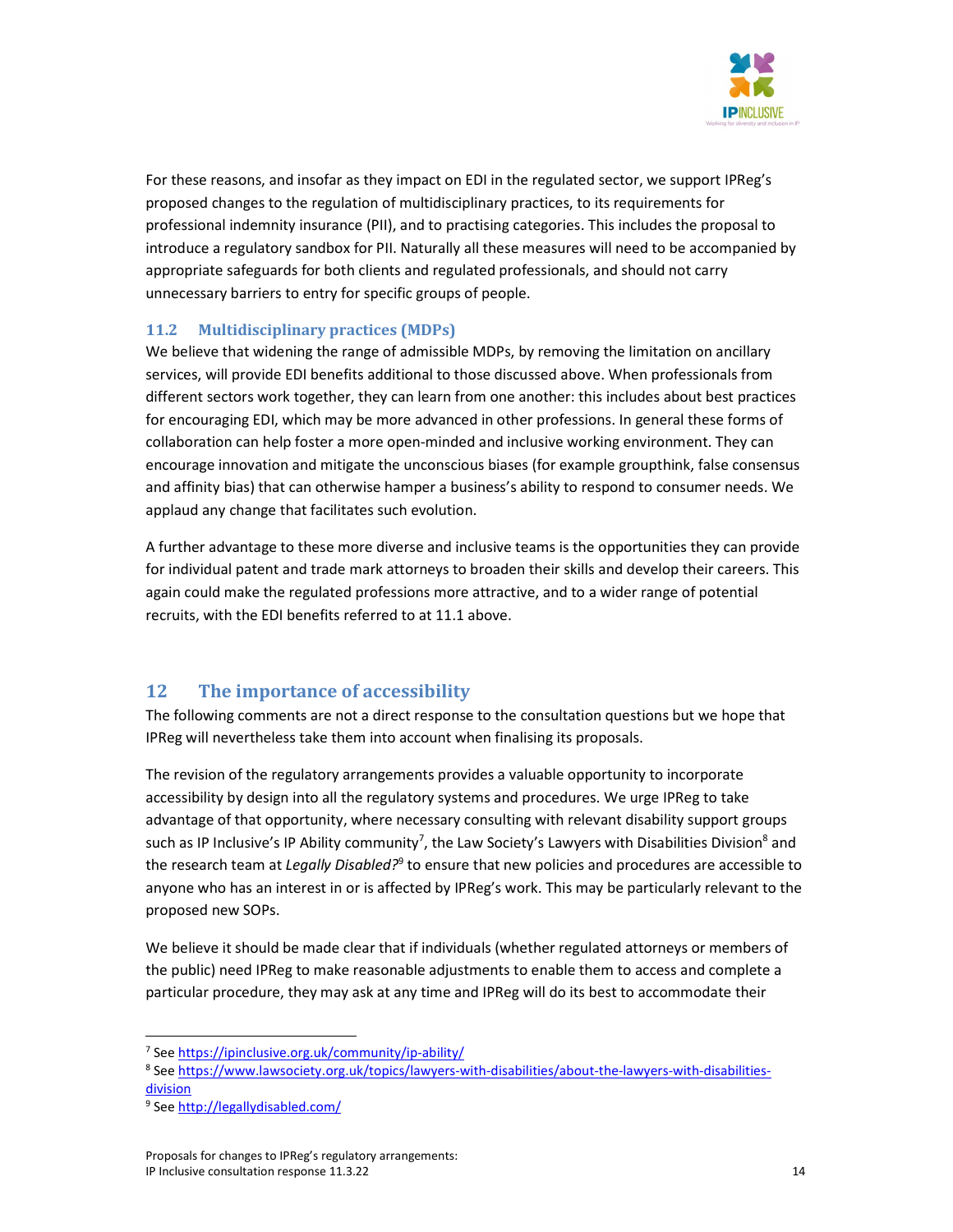For these reasons, and insofar as they impact on EDI in the regulated sector, we support IPReg's proposed changes to the regulation of multidisciplinary practices, to its requirements for professional indemnity insurance (PII), and to practising categories. This includes the proposal to introduce a regulatory sandbox for PII. Naturally all these measures will need to be accompanied by appropriate safeguards for both clients and regulated professionals, and should not carry unnecessary barriers to entry for specific groups of people.

### 11.2 Multidisciplinary practices (MDPs)

We believe that widening the range of admissible MDPs, by removing the limitation on ancillary services, will provide EDI benefits additional to those discussed above. When professionals from different sectors work together, they can learn from one another: this includes about best practices for encouraging EDI, which may be more advanced in other professions. In general these forms of collaboration can help foster a more open-minded and inclusive working environment. They can encourage innovation and mitigate the unconscious biases (for example groupthink, false consensus and affinity bias) that can otherwise hamper a business's ability to respond to consumer needs. We applaud any change that facilitates such evolution.

A further advantage to these more diverse and inclusive teams is the opportunities they can provide for individual patent and trade mark attorneys to broaden their skills and develop their careers. This again could make the regulated professions more attractive, and to a wider range of potential recruits, with the EDI benefits referred to at 11.1 above.

## 12 The importance of accessibility

The following comments are not a direct response to the consultation questions but we hope that IPReg will nevertheless take them into account when finalising its proposals.

The revision of the regulatory arrangements provides a valuable opportunity to incorporate accessibility by design into all the regulatory systems and procedures. We urge IPReg to take advantage of that opportunity, where necessary consulting with relevant disability support groups such as IP Inclusive's IP Ability community[7], the Law Society's Lawyers with Disabilities Division[8] and the research team at *Legally Disabled?*[9] to ensure that new policies and procedures are accessible to anyone who has an interest in or is affected by IPReg's work. This may be particularly relevant to the proposed new SOPs.

We believe it should be made clear that if individuals (whether regulated attorneys or members of the public) need IPReg to make reasonable adjustments to enable them to access and complete a particular procedure, they may ask at any time and IPReg will do its best to accommodate their

---

[7] See https://ipinclusive.org.uk/community/ip-ability/

[8] See https://www.lawsociety.org.uk/topics/lawyers-with-disabilities/about-the-lawyers-with-disabilities-division

[9] See http://legallydisabled.com/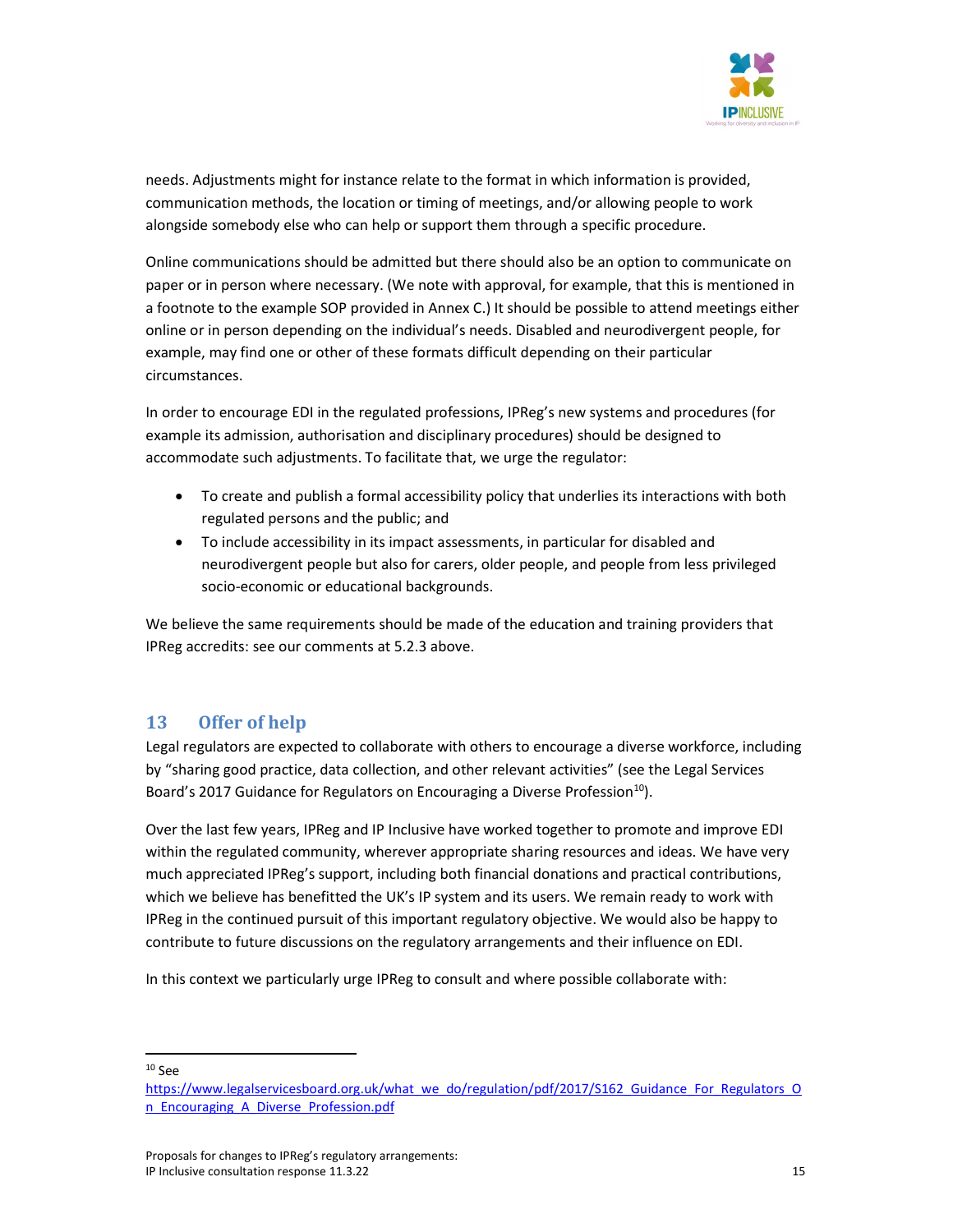needs. Adjustments might for instance relate to the format in which information is provided, communication methods, the location or timing of meetings, and/or allowing people to work alongside somebody else who can help or support them through a specific procedure.

Online communications should be admitted but there should also be an option to communicate on paper or in person where necessary. (We note with approval, for example, that this is mentioned in a footnote to the example SOP provided in Annex C.) It should be possible to attend meetings either online or in person depending on the individual's needs. Disabled and neurodivergent people, for example, may find one or other of these formats difficult depending on their particular circumstances.

In order to encourage EDI in the regulated professions, IPReg's new systems and procedures (for example its admission, authorisation and disciplinary procedures) should be designed to accommodate such adjustments. To facilitate that, we urge the regulator:

- To create and publish a formal accessibility policy that underlies its interactions with both regulated persons and the public; and
- To include accessibility in its impact assessments, in particular for disabled and neurodivergent people but also for carers, older people, and people from less privileged socio-economic or educational backgrounds.

We believe the same requirements should be made of the education and training providers that IPReg accredits: see our comments at 5.2.3 above.

## 13 Offer of help

Legal regulators are expected to collaborate with others to encourage a diverse workforce, including by "sharing good practice, data collection, and other relevant activities" (see the Legal Services Board's 2017 Guidance for Regulators on Encouraging a Diverse Profession[10]).

Over the last few years, IPReg and IP Inclusive have worked together to promote and improve EDI within the regulated community, wherever appropriate sharing resources and ideas. We have very much appreciated IPReg's support, including both financial donations and practical contributions, which we believe has benefitted the UK's IP system and its users. We remain ready to work with IPReg in the continued pursuit of this important regulatory objective. We would also be happy to contribute to future discussions on the regulatory arrangements and their influence on EDI.

In this context we particularly urge IPReg to consult and where possible collaborate with:

---

[10] See https://www.legalservicesboard.org.uk/what_we_do/regulation/pdf/2017/S162_Guidance_For_Regulators_On_Encouraging_A_Diverse_Profession.pdf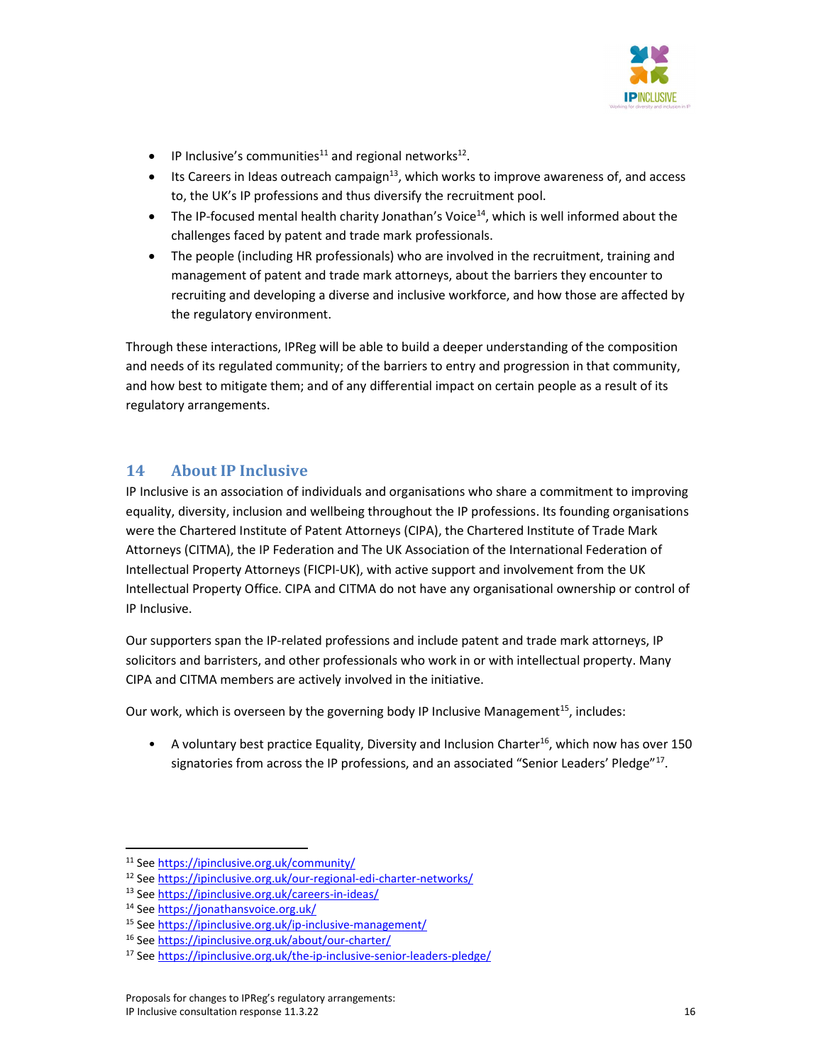- IP Inclusive's communities[11] and regional networks[12].
- Its Careers in Ideas outreach campaign[13], which works to improve awareness of, and access to, the UK's IP professions and thus diversify the recruitment pool.
- The IP-focused mental health charity Jonathan's Voice[14], which is well informed about the challenges faced by patent and trade mark professionals.
- The people (including HR professionals) who are involved in the recruitment, training and management of patent and trade mark attorneys, about the barriers they encounter to recruiting and developing a diverse and inclusive workforce, and how those are affected by the regulatory environment.

Through these interactions, IPReg will be able to build a deeper understanding of the composition and needs of its regulated community; of the barriers to entry and progression in that community, and how best to mitigate them; and of any differential impact on certain people as a result of its regulatory arrangements.

## 14 About IP Inclusive

IP Inclusive is an association of individuals and organisations who share a commitment to improving equality, diversity, inclusion and wellbeing throughout the IP professions. Its founding organisations were the Chartered Institute of Patent Attorneys (CIPA), the Chartered Institute of Trade Mark Attorneys (CITMA), the IP Federation and The UK Association of the International Federation of Intellectual Property Attorneys (FICPI-UK), with active support and involvement from the UK Intellectual Property Office. CIPA and CITMA do not have any organisational ownership or control of IP Inclusive.

Our supporters span the IP-related professions and include patent and trade mark attorneys, IP solicitors and barristers, and other professionals who work in or with intellectual property. Many CIPA and CITMA members are actively involved in the initiative.

Our work, which is overseen by the governing body IP Inclusive Management[15], includes:

- A voluntary best practice Equality, Diversity and Inclusion Charter[16], which now has over 150 signatories from across the IP professions, and an associated "Senior Leaders' Pledge"[17].

---

[11] See https://ipinclusive.org.uk/community/

[12] See https://ipinclusive.org.uk/our-regional-edi-charter-networks/

[13] See https://ipinclusive.org.uk/careers-in-ideas/

[14] See https://jonathansvoice.org.uk/

[15] See https://ipinclusive.org.uk/ip-inclusive-management/

[16] See https://ipinclusive.org.uk/about/our-charter/

[17] See https://ipinclusive.org.uk/the-ip-inclusive-senior-leaders-pledge/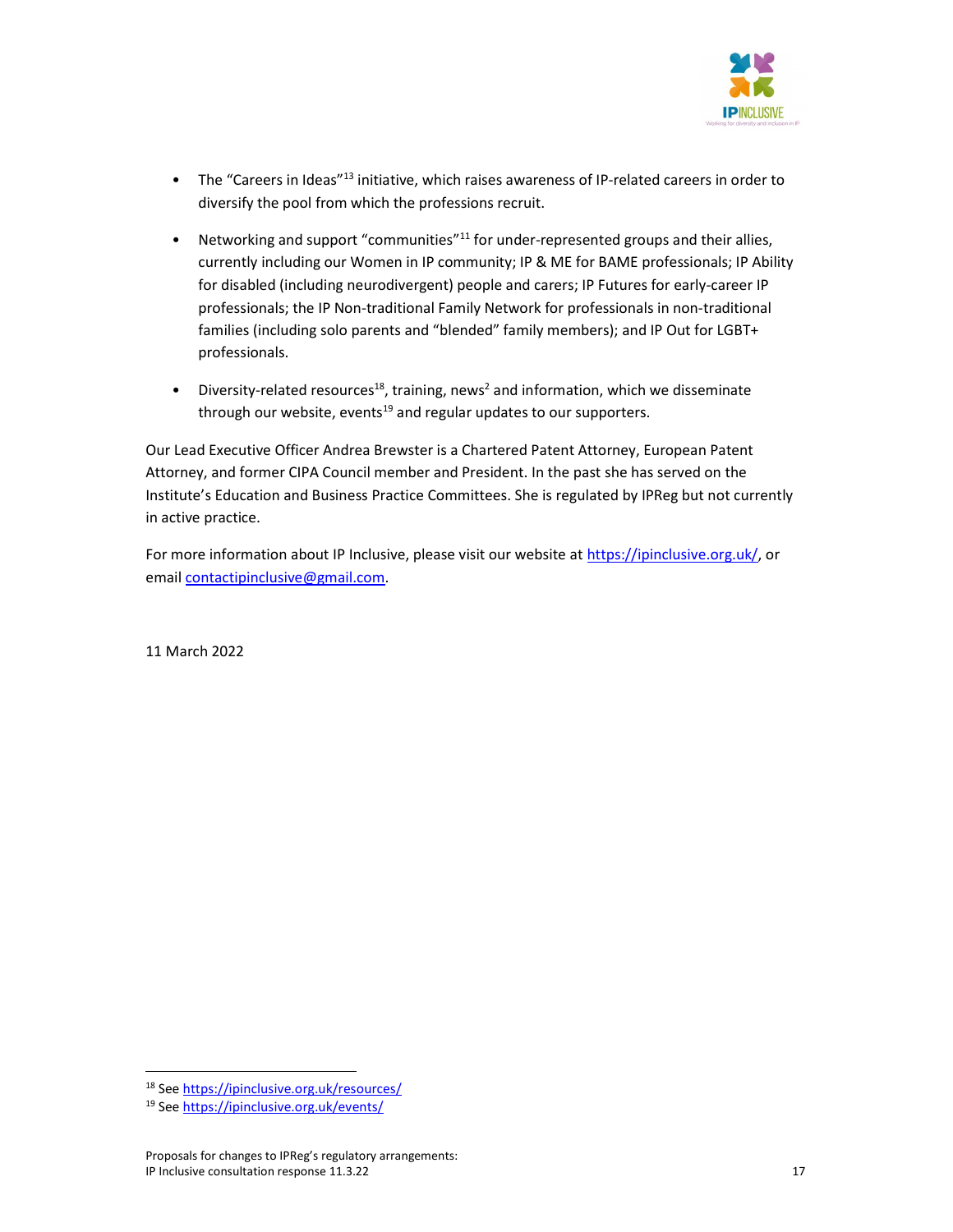- The "Careers in Ideas"[13] initiative, which raises awareness of IP-related careers in order to diversify the pool from which the professions recruit.

- Networking and support "communities"[11] for under-represented groups and their allies, currently including our Women in IP community; IP & ME for BAME professionals; IP Ability for disabled (including neurodivergent) people and carers; IP Futures for early-career IP professionals; the IP Non-traditional Family Network for professionals in non-traditional families (including solo parents and "blended" family members); and IP Out for LGBT+ professionals.

- Diversity-related resources[18], training, news[2] and information, which we disseminate through our website, events[19] and regular updates to our supporters.

Our Lead Executive Officer Andrea Brewster is a Chartered Patent Attorney, European Patent Attorney, and former CIPA Council member and President. In the past she has served on the Institute's Education and Business Practice Committees. She is regulated by IPReg but not currently in active practice.

For more information about IP Inclusive, please visit our website at https://ipinclusive.org.uk/, or email contactipinclusive@gmail.com.

11 March 2022

[18] See https://ipinclusive.org.uk/resources/

[19] See https://ipinclusive.org.uk/events/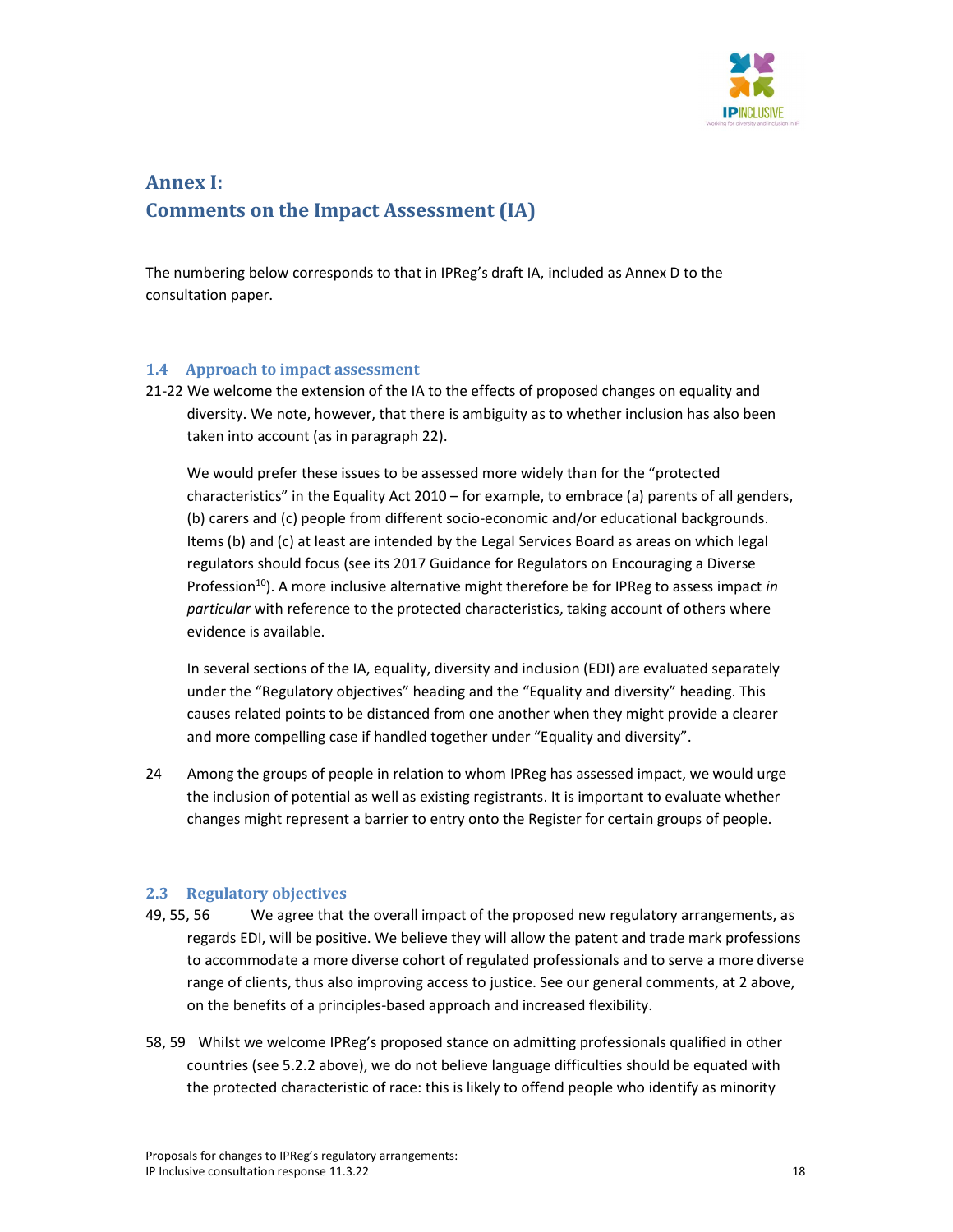# Annex I:
# Comments on the Impact Assessment (IA)

The numbering below corresponds to that in IPReg's draft IA, included as Annex D to the consultation paper.

### 1.4 Approach to impact assessment

21-22 We welcome the extension of the IA to the effects of proposed changes on equality and diversity. We note, however, that there is ambiguity as to whether inclusion has also been taken into account (as in paragraph 22).

We would prefer these issues to be assessed more widely than for the "protected characteristics" in the Equality Act 2010 – for example, to embrace (a) parents of all genders, (b) carers and (c) people from different socio-economic and/or educational backgrounds. Items (b) and (c) at least are intended by the Legal Services Board as areas on which legal regulators should focus (see its 2017 Guidance for Regulators on Encouraging a Diverse Profession[10]). A more inclusive alternative might therefore be for IPReg to assess impact *in particular* with reference to the protected characteristics, taking account of others where evidence is available.

In several sections of the IA, equality, diversity and inclusion (EDI) are evaluated separately under the "Regulatory objectives" heading and the "Equality and diversity" heading. This causes related points to be distanced from one another when they might provide a clearer and more compelling case if handled together under "Equality and diversity".

24 Among the groups of people in relation to whom IPReg has assessed impact, we would urge the inclusion of potential as well as existing registrants. It is important to evaluate whether changes might represent a barrier to entry onto the Register for certain groups of people.

### 2.3 Regulatory objectives

49, 55, 56 We agree that the overall impact of the proposed new regulatory arrangements, as regards EDI, will be positive. We believe they will allow the patent and trade mark professions to accommodate a more diverse cohort of regulated professionals and to serve a more diverse range of clients, thus also improving access to justice. See our general comments, at 2 above, on the benefits of a principles-based approach and increased flexibility.

58, 59 Whilst we welcome IPReg's proposed stance on admitting professionals qualified in other countries (see 5.2.2 above), we do not believe language difficulties should be equated with the protected characteristic of race: this is likely to offend people who identify as minority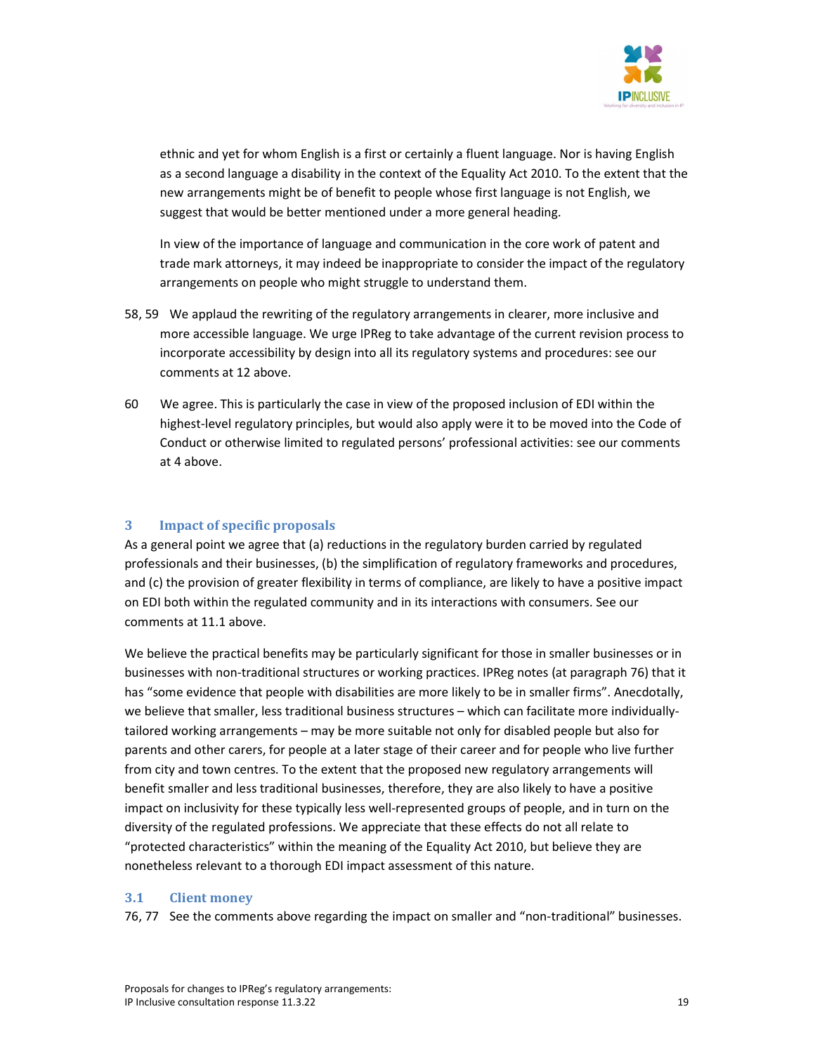ethnic and yet for whom English is a first or certainly a fluent language. Nor is having English as a second language a disability in the context of the Equality Act 2010. To the extent that the new arrangements might be of benefit to people whose first language is not English, we suggest that that would be better mentioned under a more general heading.

In view of the importance of language and communication in the core work of patent and trade mark attorneys, it may indeed be inappropriate to consider the impact of the regulatory arrangements on people who might struggle to understand them.

58, 59 We applaud the rewriting of the regulatory arrangements in clearer, more inclusive and more accessible language. We urge IPReg to take advantage of the current revision process to incorporate accessibility by design into all its regulatory systems and procedures: see our comments at 12 above.

60 We agree. This is particularly the case in view of the proposed inclusion of EDI within the highest-level regulatory principles, but would also apply were it to be moved into the Code of Conduct or otherwise limited to regulated persons' professional activities: see our comments at 4 above.

## 3 Impact of specific proposals

As a general point we agree that (a) reductions in the regulatory burden carried by regulated professionals and their businesses, (b) the simplification of regulatory frameworks and procedures, and (c) the provision of greater flexibility in terms of compliance, are likely to have a positive impact on EDI both within the regulated community and in its interactions with consumers. See our comments at 11.1 above.

We believe the practical benefits may be particularly significant for those in smaller businesses or in businesses with non-traditional structures or working practices. IPReg notes (at paragraph 76) that it has "some evidence that people with disabilities are more likely to be in smaller firms". Anecdotally, we believe that smaller, less traditional business structures – which can facilitate more individually-tailored working arrangements – may be more suitable not only for disabled people but also for parents and other carers, for people at a later stage of their career and for people who live further from city and town centres. To the extent that the proposed new regulatory arrangements will benefit smaller and less traditional businesses, therefore, they are also likely to have a positive impact on inclusivity for these typically less well-represented groups of people, and in turn on the diversity of the regulated professions. We appreciate that these effects do not all relate to "protected characteristics" within the meaning of the Equality Act 2010, but believe they are nonetheless relevant to a thorough EDI impact assessment of this nature.

### 3.1 Client money

76, 77 See the comments above regarding the impact on smaller and "non-traditional" businesses.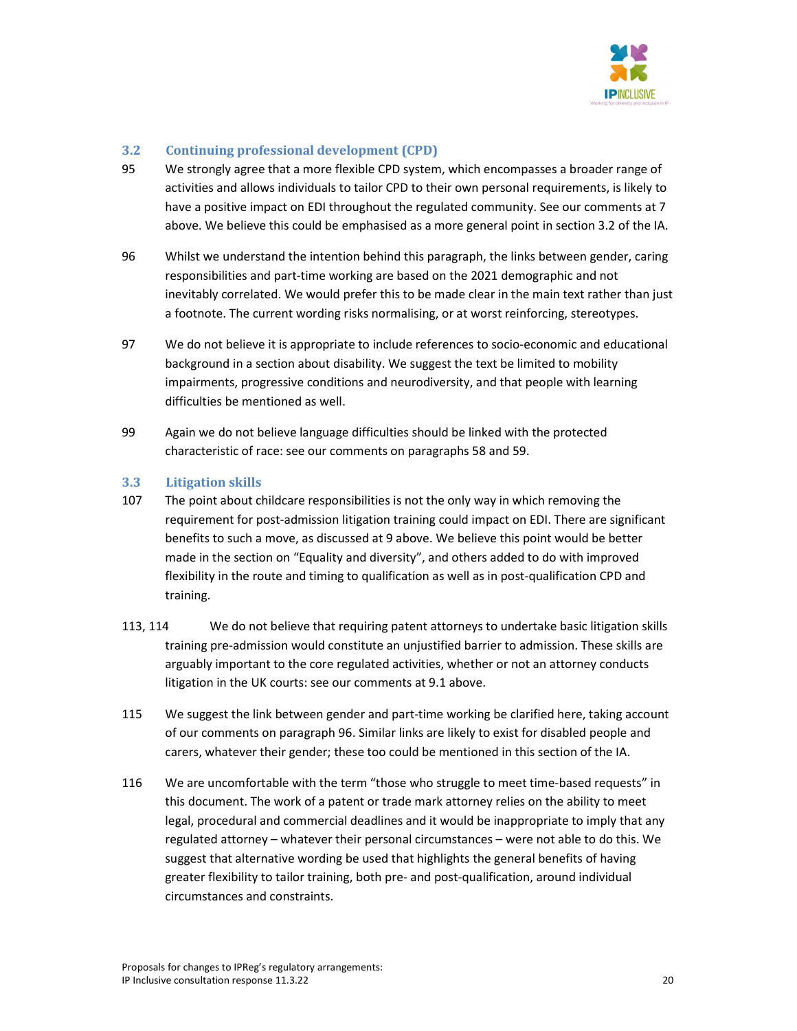### 3.2 Continuing professional development (CPD)

95 We strongly agree that a more flexible CPD system, which encompasses a broader range of activities and allows individuals to tailor CPD to their own personal requirements, is likely to have a positive impact on EDI throughout the regulated community. See our comments at 7 above. We believe this could be emphasised as a more general point in section 3.2 of the IA.

96 Whilst we understand the intention behind this paragraph, the links between gender, caring responsibilities and part-time working are based on the 2021 demographic and not inevitably correlated. We would prefer this to be made clear in the main text rather than just a footnote. The current wording risks normalising, or at worst reinforcing, stereotypes.

97 We do not believe it is appropriate to include references to socio-economic and educational background in a section about disability. We suggest the text be limited to mobility impairments, progressive conditions and neurodiversity, and that people with learning difficulties be mentioned as well.

99 Again we do not believe language difficulties should be linked with the protected characteristic of race: see our comments on paragraphs 58 and 59.

### 3.3 Litigation skills

107 The point about childcare responsibilities is not the only way in which removing the requirement for post-admission litigation training could impact on EDI. There are significant benefits to such a move, as discussed at 9 above. We believe this point would be better made in the section on "Equality and diversity", and others added to do with improved flexibility in the route and timing to qualification as well as in post-qualification CPD and training.

113, 114 We do not believe that requiring patent attorneys to undertake basic litigation skills training pre-admission would constitute an unjustified barrier to admission. These skills are arguably important to the core regulated activities, whether or not an attorney conducts litigation in the UK courts: see our comments at 9.1 above.

115 We suggest the link between gender and part-time working be clarified here, taking account of our comments on paragraph 96. Similar links are likely to exist for disabled people and carers, whatever their gender; these too could be mentioned in this section of the IA.

116 We are uncomfortable with the term "those who struggle to meet time-based requests" in this document. The work of a patent or trade mark attorney relies on the ability to meet legal, procedural and commercial deadlines and it would be inappropriate to imply that any regulated attorney – whatever their personal circumstances – were not able to do this. We suggest that alternative wording be used that highlights the general benefits of having greater flexibility to tailor training, both pre- and post-qualification, around individual circumstances and constraints.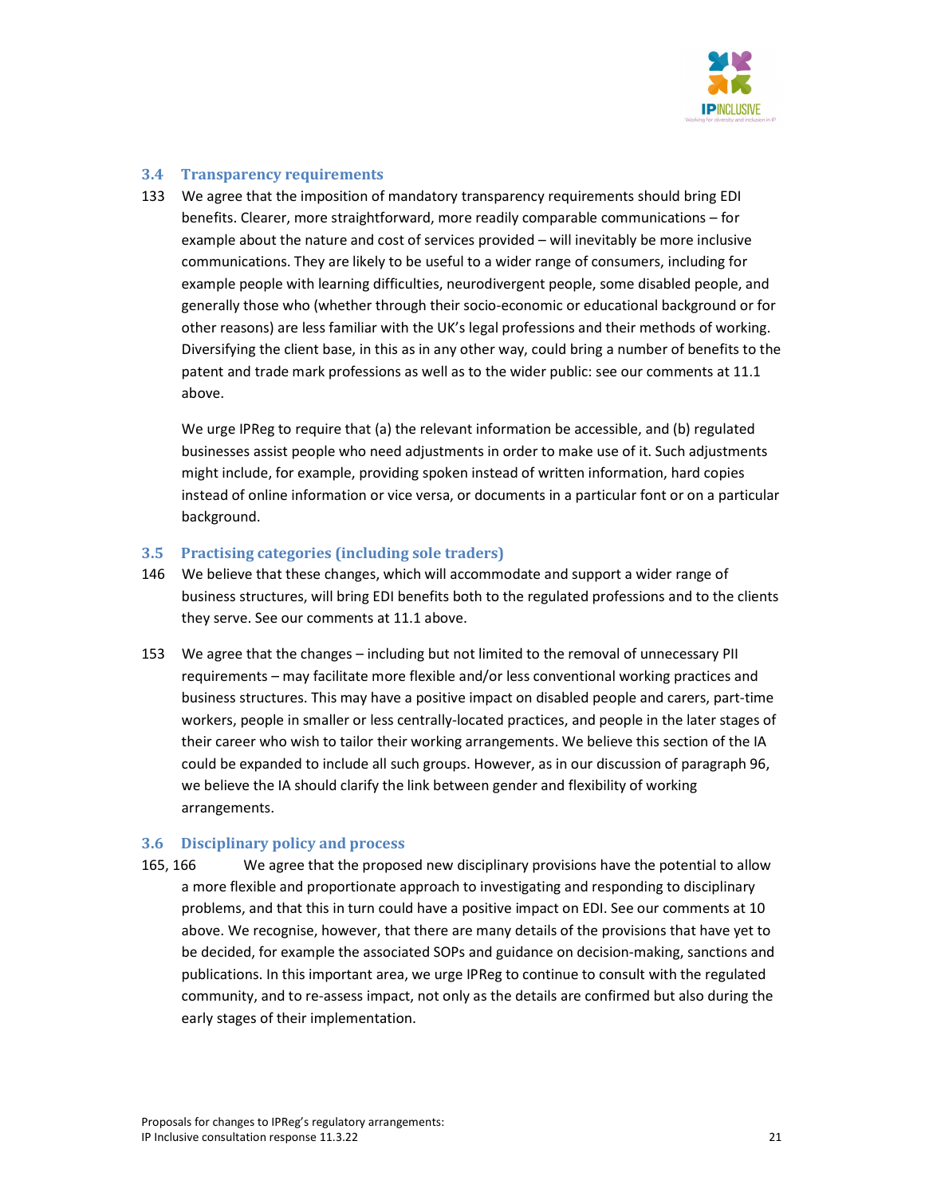### 3.4 Transparency requirements

133 We agree that the imposition of mandatory transparency requirements should bring EDI benefits. Clearer, more straightforward, more readily comparable communications – for example about the nature and cost of services provided – will inevitably be more inclusive communications. They are likely to be useful to a wider range of consumers, including for example people with learning difficulties, neurodivergent people, some disabled people, and generally those who (whether through their socio-economic or educational background or for other reasons) are less familiar with the UK's legal professions and their methods of working. Diversifying the client base, in this as in any other way, could bring a number of benefits to the patent and trade mark professions as well as to the wider public: see our comments at 11.1 above.

We urge IPReg to require that (a) the relevant information be accessible, and (b) regulated businesses assist people who need adjustments in order to make use of it. Such adjustments might include, for example, providing spoken instead of written information, hard copies instead of online information or vice versa, or documents in a particular font or on a particular background.

### 3.5 Practising categories (including sole traders)

146 We believe that these changes, which will accommodate and support a wider range of business structures, will bring EDI benefits both to the regulated professions and to the clients they serve. See our comments at 11.1 above.

153 We agree that the changes – including but not limited to the removal of unnecessary PII requirements – may facilitate more flexible and/or less conventional working practices and business structures. This may have a positive impact on disabled people and carers, part-time workers, people in smaller or less centrally-located practices, and people in the later stages of their career who wish to tailor their working arrangements. We believe this section of the IA could be expanded to include all such groups. However, as in our discussion of paragraph 96, we believe the IA should clarify the link between gender and flexibility of working arrangements.

### 3.6 Disciplinary policy and process

165, 166 We agree that the proposed new disciplinary provisions have the potential to allow a more flexible and proportionate approach to investigating and responding to disciplinary problems, and that this in turn could have a positive impact on EDI. See our comments at 10 above. We recognise, however, that there are many details of the provisions that have yet to be decided, for example the associated SOPs and guidance on decision-making, sanctions and publications. In this important area, we urge IPReg to continue to consult with the regulated community, and to re-assess impact, not only as the details are confirmed but also during the early stages of their implementation.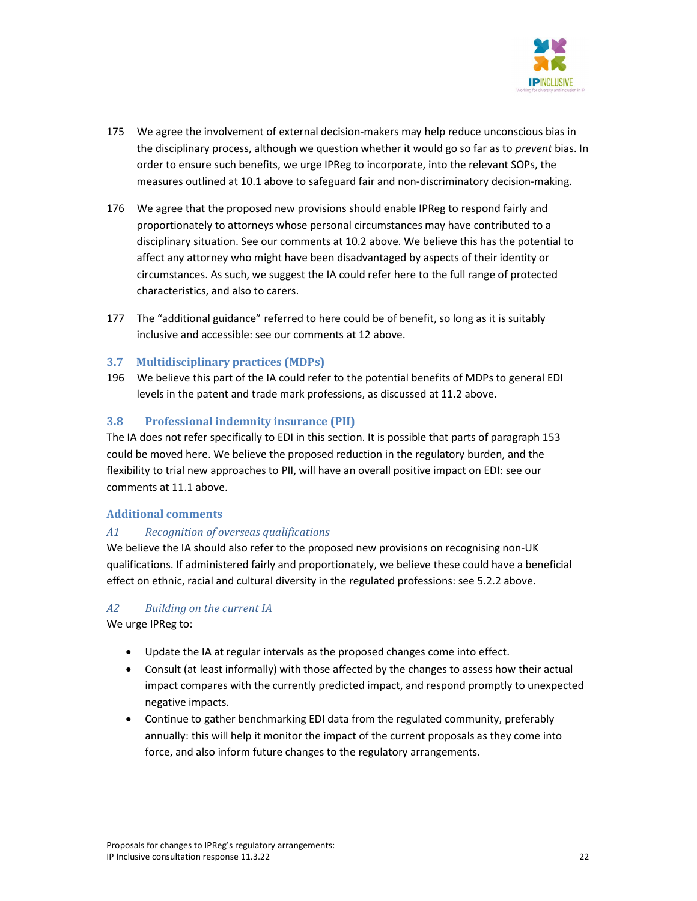175 We agree the involvement of external decision-makers may help reduce unconscious bias in the disciplinary process, although we question whether it would go so far as to *prevent* bias. In order to ensure such benefits, we urge IPReg to incorporate, into the relevant SOPs, the measures outlined at 10.1 above to safeguard fair and non-discriminatory decision-making.

176 We agree that the proposed new provisions should enable IPReg to respond fairly and proportionately to attorneys whose personal circumstances may have contributed to a disciplinary situation. See our comments at 10.2 above. We believe this has the potential to affect any attorney who might have been disadvantaged by aspects of their identity or circumstances. As such, we suggest the IA could refer here to the full range of protected characteristics, and also to carers.

177 The "additional guidance" referred to here could be of benefit, so long as it is suitably inclusive and accessible: see our comments at 12 above.

### 3.7 Multidisciplinary practices (MDPs)

196 We believe this part of the IA could refer to the potential benefits of MDPs to general EDI levels in the patent and trade mark professions, as discussed at 11.2 above.

### 3.8 Professional indemnity insurance (PII)

The IA does not refer specifically to EDI in this section. It is possible that parts of paragraph 153 could be moved here. We believe the proposed reduction in the regulatory burden, and the flexibility to trial new approaches to PII, will have an overall positive impact on EDI: see our comments at 11.1 above.

### Additional comments

#### *A1 Recognition of overseas qualifications*

We believe the IA should also refer to the proposed new provisions on recognising non-UK qualifications. If administered fairly and proportionately, we believe these could have a beneficial effect on ethnic, racial and cultural diversity in the regulated professions: see 5.2.2 above.

#### *A2 Building on the current IA*

We urge IPReg to:

- Update the IA at regular intervals as the proposed changes come into effect.
- Consult (at least informally) with those affected by the changes to assess how their actual impact compares with the currently predicted impact, and respond promptly to unexpected negative impacts.
- Continue to gather benchmarking EDI data from the regulated community, preferably annually: this will help it monitor the impact of the current proposals as they come into force, and also inform future changes to the regulatory arrangements.